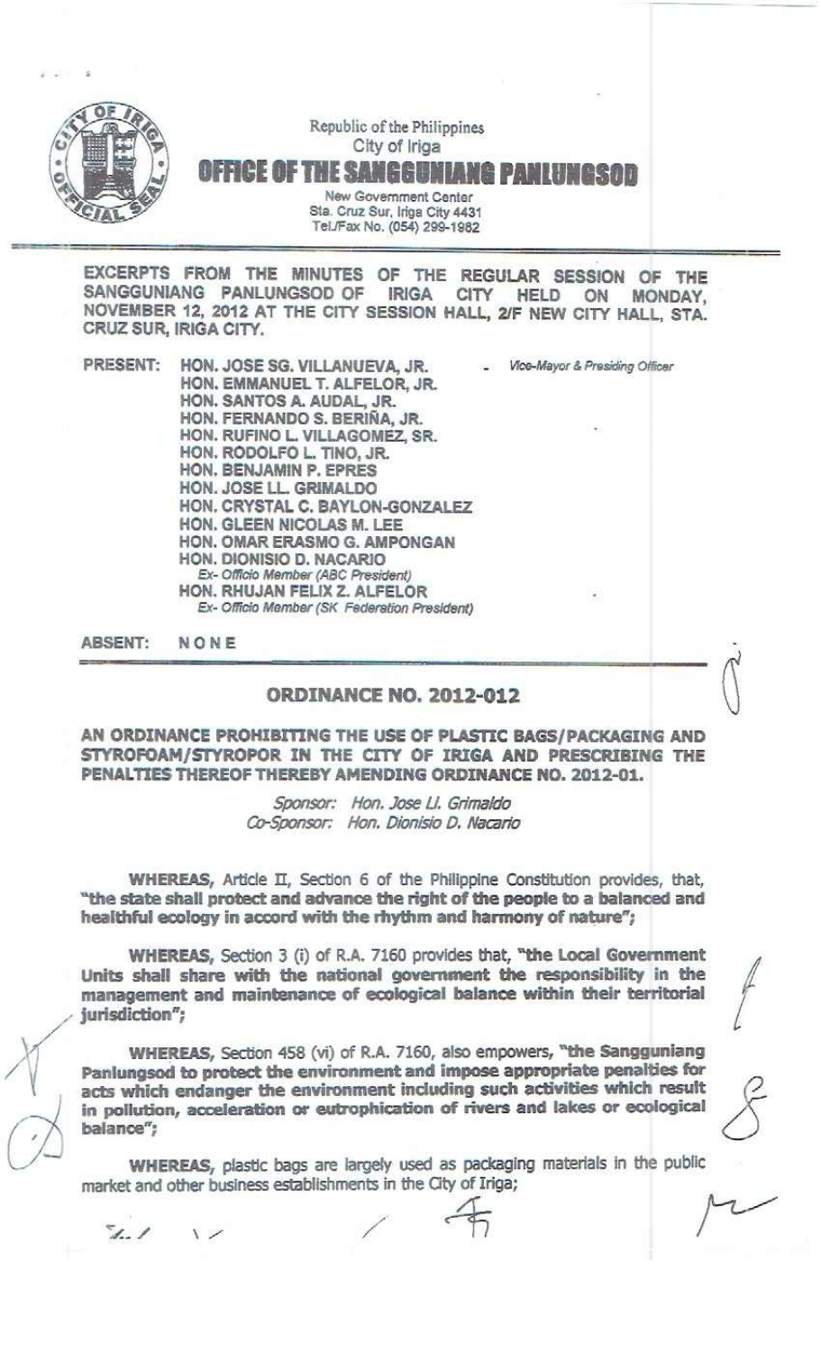Republic of the Philippines
City of Iriga

# OFFICE OF THE SANGGUNIANG PANLUNGSOD

New Government Center
Sta. Cruz Sur, Iriga City 4431
Tel./Fax No. (054) 299-1982

---

**EXCERPTS FROM THE MINUTES OF THE REGULAR SESSION OF THE SANGGUNIANG PANLUNGSOD OF IRIGA CITY HELD ON MONDAY, NOVEMBER 12, 2012 AT THE CITY SESSION HALL, 2/F NEW CITY HALL, STA. CRUZ SUR, IRIGA CITY.**

**PRESENT:**
**HON. JOSE SG. VILLANUEVA, JR.** - *Vice-Mayor & Presiding Officer*
**HON. EMMANUEL T. ALFELOR, JR.**
**HON. SANTOS A. AUDAL, JR.**
**HON. FERNANDO S. BERIÑA, JR.**
**HON. RUFINO L. VILLAGOMEZ, SR.**
**HON. RODOLFO L. TINO, JR.**
**HON. BENJAMIN P. EPRES**
**HON. JOSE LL. GRIMALDO**
**HON. CRYSTAL C. BAYLON-GONZALEZ**
**HON. GLEEN NICOLAS M. LEE**
**HON. OMAR ERASMO G. AMPONGAN**
**HON. DIONISIO D. NACARIO**
*Ex- Officio Member (ABC President)*
**HON. RHUJAN FELIX Z. ALFELOR**
*Ex- Officio Member (SK Federation President)*

**ABSENT: NONE**

---

## ORDINANCE NO. 2012-012

**AN ORDINANCE PROHIBITING THE USE OF PLASTIC BAGS/PACKAGING AND STYROFOAM/STYROPOR IN THE CITY OF IRIGA AND PRESCRIBING THE PENALTIES THEREOF THEREBY AMENDING ORDINANCE NO. 2012-01.**

*Sponsor: Hon. Jose Ll. Grimaldo*
*Co-Sponsor: Hon. Dionisio D. Nacario*

**WHEREAS,** Article II, Section 6 of the Philippine Constitution provides, that, **"the state shall protect and advance the right of the people to a balanced and healthful ecology in accord with the rhythm and harmony of nature"**;

**WHEREAS,** Section 3 (i) of R.A. 7160 provides that, **"the Local Government Units shall share with the national government the responsibility in the management and maintenance of ecological balance within their territorial jurisdiction"**;

**WHEREAS,** Section 458 (vi) of R.A. 7160, also empowers, **"the Sangguniang Panlungsod to protect the environment and impose appropriate penalties for acts which endanger the environment including such activities which result in pollution, acceleration or eutrophication of rivers and lakes or ecological balance"**;

**WHEREAS,** plastic bags are largely used as packaging materials in the public market and other business establishments in the City of Iriga;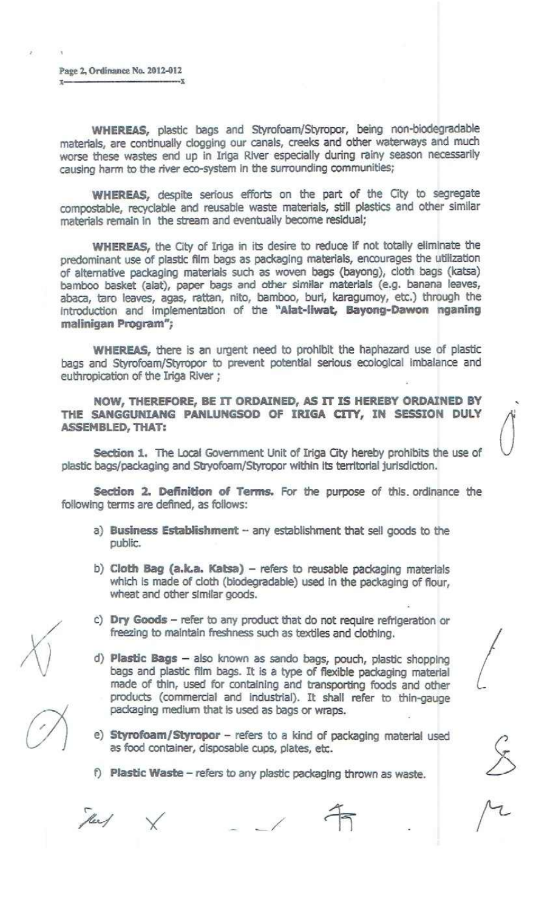WHEREAS, plastic bags and Styrofoam/Styropor, being non-biodegradable materials, are continually clogging our canals, creeks and other waterways and much worse these wastes end up in Iriga River especially during rainy season necessarily causing harm to the river eco-system in the surrounding communities;

WHEREAS, despite serious efforts on the part of the City to segregate compostable, recyclable and reusable waste materials, still plastics and other similar materials remain in the stream and eventually become residual;

WHEREAS, the City of Iriga in its desire to reduce if not totally eliminate the predominant use of plastic film bags as packaging materials, encourages the utilization of alternative packaging materials such as woven bags (bayong), cloth bags (katsa) bamboo basket (alat), paper bags and other similar materials (e.g. banana leaves, abaca, taro leaves, agas, rattan, nito, bamboo, buri, karagumoy, etc.) through the introduction and implementation of the **"Alat-Iiwat, Bayong-Dawon nganing malinigan Program"**;

WHEREAS, there is an urgent need to prohibit the haphazard use of plastic bags and Styrofoam/Styropor to prevent potential serious ecological imbalance and euthropication of the Iriga River ;

**NOW, THEREFORE, BE IT ORDAINED, AS IT IS HEREBY ORDAINED BY THE SANGGUNIANG PANLUNGSOD OF IRIGA CITY, IN SESSION DULY ASSEMBLED, THAT:**

**Section 1.** The Local Government Unit of Iriga City hereby prohibits the use of plastic bags/packaging and Stryofoam/Styropor within its territorial jurisdiction.

**Section 2. Definition of Terms.** For the purpose of this ordinance the following terms are defined, as follows:

a) **Business Establishment** – any establishment that sell goods to the public.

b) **Cloth Bag (a.k.a. Katsa)** – refers to reusable packaging materials which is made of cloth (biodegradable) used in the packaging of flour, wheat and other similar goods.

c) **Dry Goods** – refer to any product that do not require refrigeration or freezing to maintain freshness such as textiles and clothing.

d) **Plastic Bags** – also known as sando bags, pouch, plastic shopping bags and plastic film bags. It is a type of flexible packaging material made of thin, used for containing and transporting foods and other products (commercial and industrial). It shall refer to thin-gauge packaging medium that is used as bags or wraps.

e) **Styrofoam/Styropor** – refers to a kind of packaging material used as food container, disposable cups, plates, etc.

f) **Plastic Waste** – refers to any plastic packaging thrown as waste.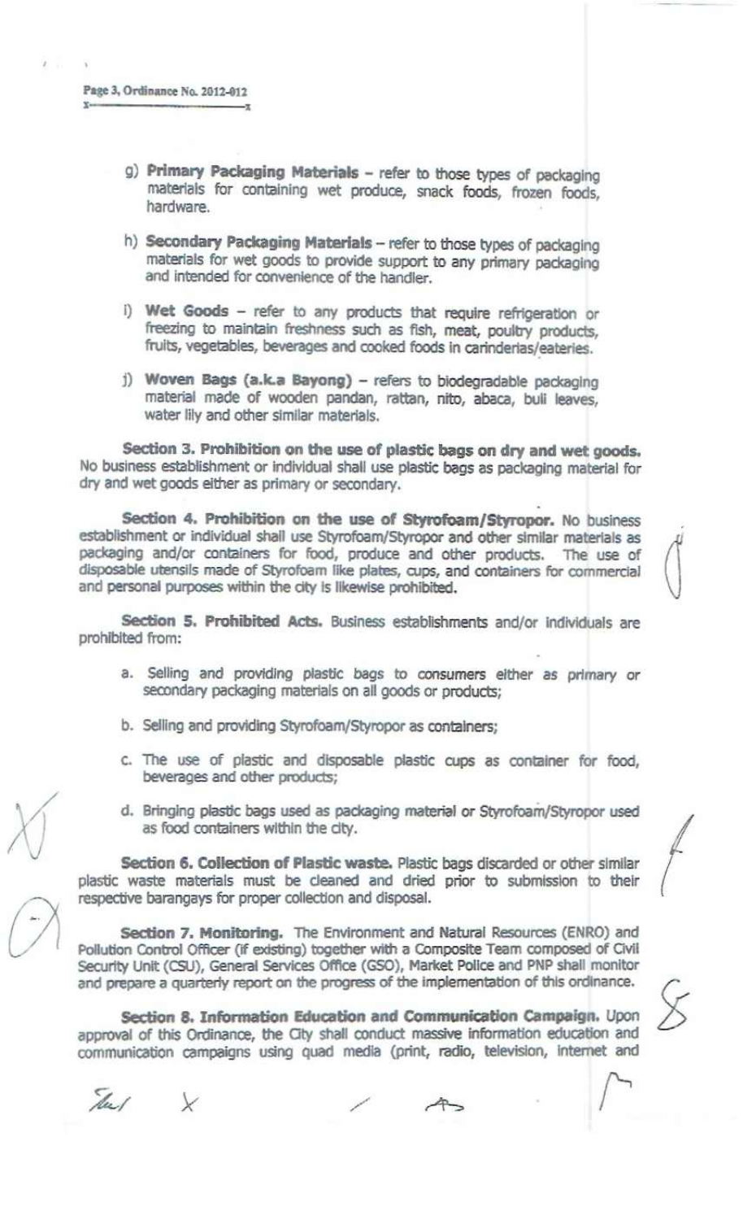g) **Primary Packaging Materials** – refer to those types of packaging materials for containing wet produce, snack foods, frozen foods, hardware.

h) **Secondary Packaging Materials** – refer to those types of packaging materials for wet goods to provide support to any primary packaging and intended for convenience of the handler.

i) **Wet Goods** – refer to any products that require refrigeration or freezing to maintain freshness such as fish, meat, poultry products, fruits, vegetables, beverages and cooked foods in carinderias/eateries.

j) **Woven Bags (a.k.a Bayong)** – refers to biodegradable packaging material made of wooden pandan, rattan, nito, abaca, buli leaves, water lily and other similar materials.

**Section 3. Prohibition on the use of plastic bags on dry and wet goods.** No business establishment or individual shall use plastic bags as packaging material for dry and wet goods either as primary or secondary.

**Section 4. Prohibition on the use of Styrofoam/Styropor.** No business establishment or individual shall use Styrofoam/Styropor and other similar materials as packaging and/or containers for food, produce and other products. The use of disposable utensils made of Styrofoam like plates, cups, and containers for commercial and personal purposes within the city is likewise prohibited.

**Section 5. Prohibited Acts.** Business establishments and/or individuals are prohibited from:

a. Selling and providing plastic bags to consumers either as primary or secondary packaging materials on all goods or products;

b. Selling and providing Styrofoam/Styropor as containers;

c. The use of plastic and disposable plastic cups as container for food, beverages and other products;

d. Bringing plastic bags used as packaging material or Styrofoam/Styropor used as food containers within the city.

**Section 6. Collection of Plastic waste.** Plastic bags discarded or other similar plastic waste materials must be cleaned and dried prior to submission to their respective barangays for proper collection and disposal.

**Section 7. Monitoring.** The Environment and Natural Resources (ENRO) and Pollution Control Officer (if existing) together with a Composite Team composed of Civil Security Unit (CSU), General Services Office (GSO), Market Police and PNP shall monitor and prepare a quarterly report on the progress of the implementation of this ordinance.

**Section 8. Information Education and Communication Campaign.** Upon approval of this Ordinance, the City shall conduct massive information education and communication campaigns using quad media (print, radio, television, internet and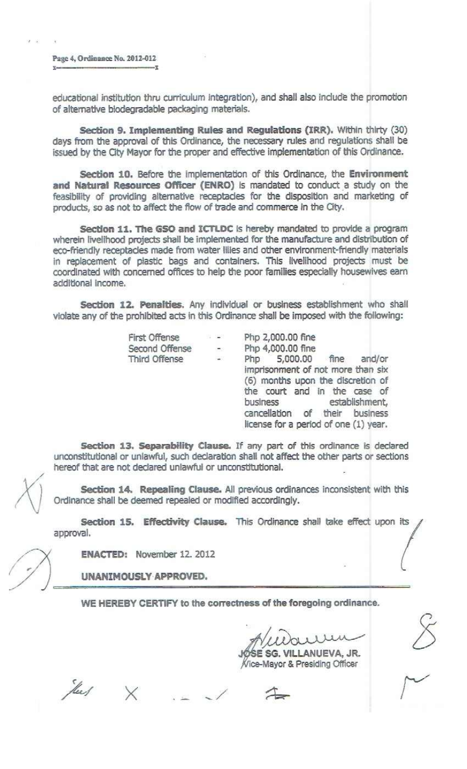educational institution thru curriculum integration), and shall also include the promotion of alternative biodegradable packaging materials.

**Section 9. Implementing Rules and Regulations (IRR).** Within thirty (30) days from the approval of this Ordinance, the necessary rules and regulations shall be issued by the City Mayor for the proper and effective implementation of this Ordinance.

**Section 10.** Before the implementation of this Ordinance, the **Environment and Natural Resources Officer (ENRO)** is mandated to conduct a study on the feasibility of providing alternative receptacles for the disposition and marketing of products, so as not to affect the flow of trade and commerce in the City.

**Section 11. The GSO and ICTLDC** is hereby mandated to provide a program wherein livelihood projects shall be implemented for the manufacture and distribution of eco-friendly receptacles made from water lilies and other environment-friendly materials in replacement of plastic bags and containers. This livelihood projects must be coordinated with concerned offices to help the poor families especially housewives earn additional income.

**Section 12. Penalties.** Any individual or business establishment who shall violate any of the prohibited acts in this Ordinance shall be imposed with the following:

| | | |
|---|---|---|
| First Offense | - | Php 2,000.00 fine |
| Second Offense | - | Php 4,000.00 fine |
| Third Offense | - | Php 5,000.00 fine and/or imprisonment of not more than six (6) months upon the discretion of the court and in the case of business establishment, cancellation of their business license for a period of one (1) year. |

**Section 13. Separability Clause.** If any part of this ordinance is declared unconstitutional or unlawful, such declaration shall not affect the other parts or sections hereof that are not declared unlawful or unconstitutional.

**Section 14. Repealing Clause.** All previous ordinances inconsistent with this Ordinance shall be deemed repealed or modified accordingly.

**Section 15. Effectivity Clause.** This Ordinance shall take effect upon its approval.

**ENACTED:** November 12. 2012

**UNANIMOUSLY APPROVED.**

**WE HEREBY CERTIFY to the correctness of the foregoing ordinance.**

**JOSE SG. VILLANUEVA, JR.**
Vice-Mayor & Presiding Officer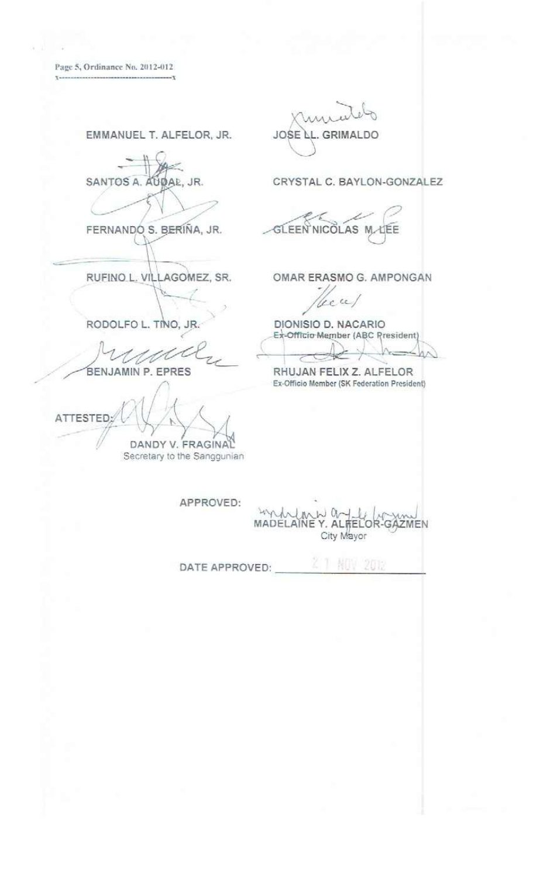EMMANUEL T. ALFELOR, JR.

SANTOS A. AUDAL, JR.

FERNANDO S. BERIÑA, JR.

RUFINO L. VILLAGOMEZ, SR.

RODOLFO L. TINO, JR.

BENJAMIN P. EPRES

JOSE LL. GRIMALDO

CRYSTAL C. BAYLON-GONZALEZ

GLEEN NICOLAS M. LEE

OMAR ERASMO G. AMPONGAN

DIONISIO D. NACARIO
Ex-Officio Member (ABC President)

RHUJAN FELIX Z. ALFELOR
Ex-Officio Member (SK Federation President)

ATTESTED:

DANDY V. FRAGINAL
Secretary to the Sanggunian

APPROVED:

MADELAINE Y. ALFELOR-GAZMEN
City Mayor

DATE APPROVED: 21 NOV 2012